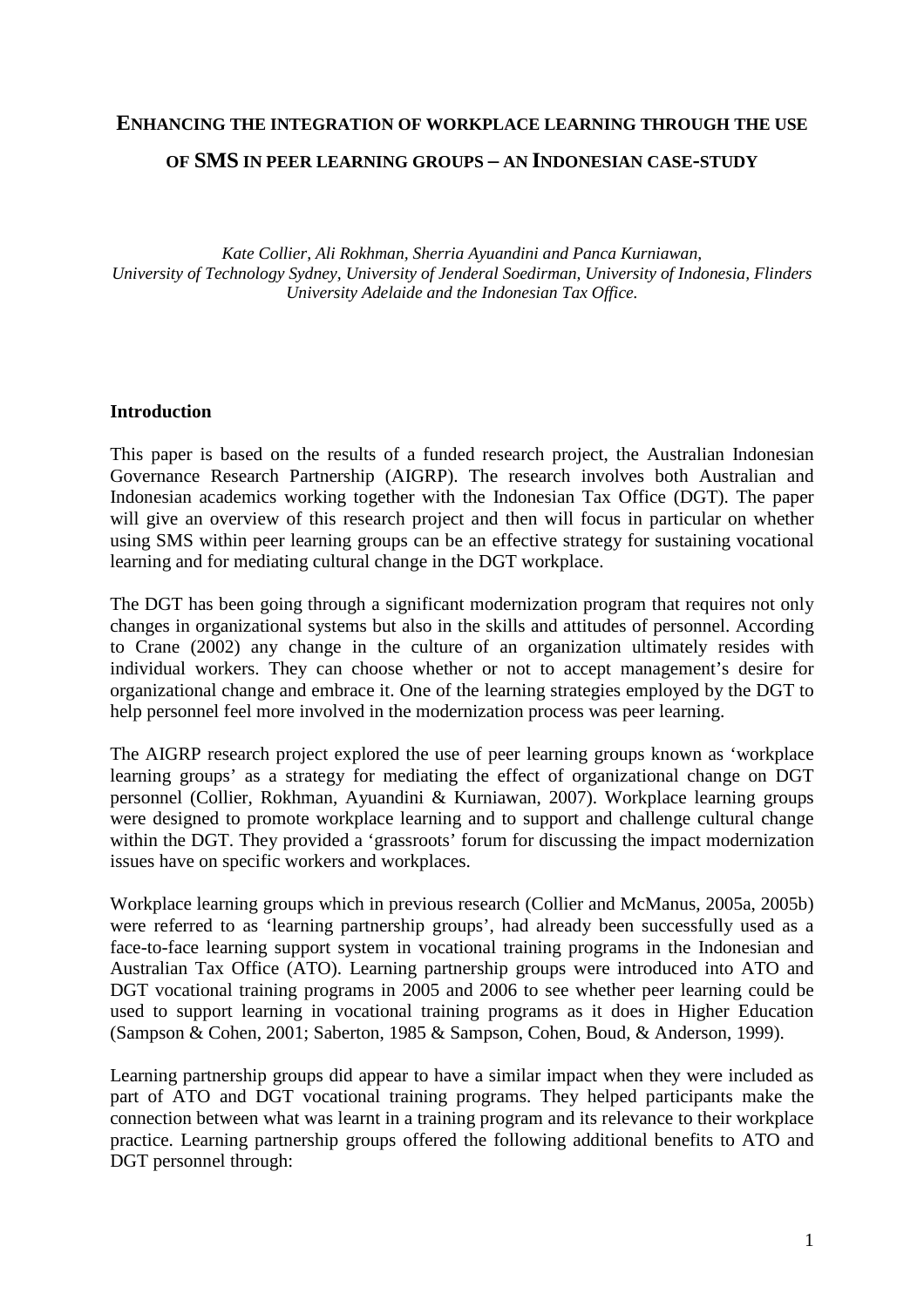# ENHANCING THE INTEGRATION OF WORKPLACE LEARNING THROUGH THE USE OF SMS IN PEER LEARNING GROUPS – AN INDONESIAN CASE-STUDY

*Kate Collier, Ali Rokhman, Sherria Ayuandini and Panca Kurniawan,*
*University of Technology Sydney, University of Jenderal Soedirman, University of Indonesia, Flinders University Adelaide and the Indonesian Tax Office.*

## Introduction

This paper is based on the results of a funded research project, the Australian Indonesian Governance Research Partnership (AIGRP). The research involves both Australian and Indonesian academics working together with the Indonesian Tax Office (DGT). The paper will give an overview of this research project and then will focus in particular on whether using SMS within peer learning groups can be an effective strategy for sustaining vocational learning and for mediating cultural change in the DGT workplace.

The DGT has been going through a significant modernization program that requires not only changes in organizational systems but also in the skills and attitudes of personnel. According to Crane (2002) any change in the culture of an organization ultimately resides with individual workers. They can choose whether or not to accept management's desire for organizational change and embrace it. One of the learning strategies employed by the DGT to help personnel feel more involved in the modernization process was peer learning.

The AIGRP research project explored the use of peer learning groups known as 'workplace learning groups' as a strategy for mediating the effect of organizational change on DGT personnel (Collier, Rokhman, Ayuandini & Kurniawan, 2007). Workplace learning groups were designed to promote workplace learning and to support and challenge cultural change within the DGT. They provided a 'grassroots' forum for discussing the impact modernization issues have on specific workers and workplaces.

Workplace learning groups which in previous research (Collier and McManus, 2005a, 2005b) were referred to as 'learning partnership groups', had already been successfully used as a face-to-face learning support system in vocational training programs in the Indonesian and Australian Tax Office (ATO). Learning partnership groups were introduced into ATO and DGT vocational training programs in 2005 and 2006 to see whether peer learning could be used to support learning in vocational training programs as it does in Higher Education (Sampson & Cohen, 2001; Saberton, 1985 & Sampson, Cohen, Boud, & Anderson, 1999).

Learning partnership groups did appear to have a similar impact when they were included as part of ATO and DGT vocational training programs. They helped participants make the connection between what was learnt in a training program and its relevance to their workplace practice. Learning partnership groups offered the following additional benefits to ATO and DGT personnel through: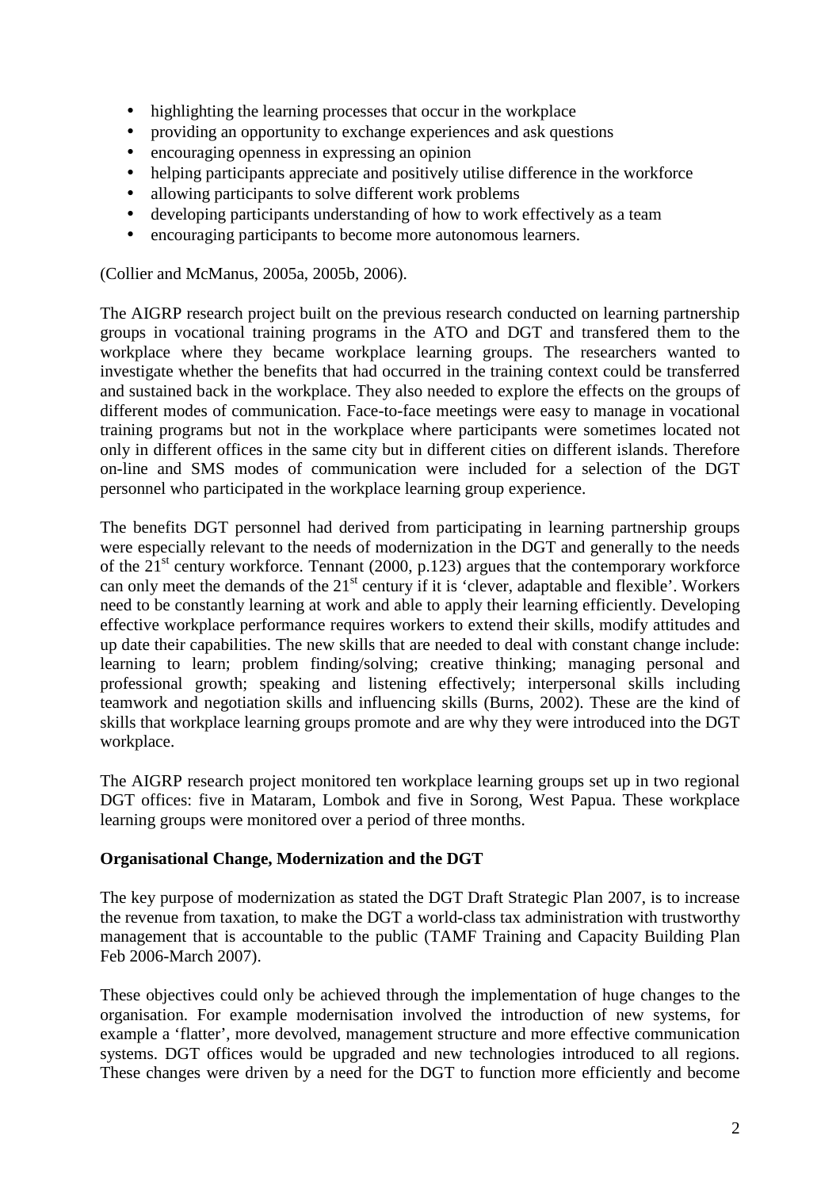- highlighting the learning processes that occur in the workplace
- providing an opportunity to exchange experiences and ask questions
- encouraging openness in expressing an opinion
- helping participants appreciate and positively utilise difference in the workforce
- allowing participants to solve different work problems
- developing participants understanding of how to work effectively as a team
- encouraging participants to become more autonomous learners.

(Collier and McManus, 2005a, 2005b, 2006).

The AIGRP research project built on the previous research conducted on learning partnership groups in vocational training programs in the ATO and DGT and transfered them to the workplace where they became workplace learning groups. The researchers wanted to investigate whether the benefits that had occurred in the training context could be transferred and sustained back in the workplace. They also needed to explore the effects on the groups of different modes of communication. Face-to-face meetings were easy to manage in vocational training programs but not in the workplace where participants were sometimes located not only in different offices in the same city but in different cities on different islands. Therefore on-line and SMS modes of communication were included for a selection of the DGT personnel who participated in the workplace learning group experience.

The benefits DGT personnel had derived from participating in learning partnership groups were especially relevant to the needs of modernization in the DGT and generally to the needs of the 21st century workforce. Tennant (2000, p.123) argues that the contemporary workforce can only meet the demands of the 21st century if it is 'clever, adaptable and flexible'. Workers need to be constantly learning at work and able to apply their learning efficiently. Developing effective workplace performance requires workers to extend their skills, modify attitudes and up date their capabilities. The new skills that are needed to deal with constant change include: learning to learn; problem finding/solving; creative thinking; managing personal and professional growth; speaking and listening effectively; interpersonal skills including teamwork and negotiation skills and influencing skills (Burns, 2002). These are the kind of skills that workplace learning groups promote and are why they were introduced into the DGT workplace.

The AIGRP research project monitored ten workplace learning groups set up in two regional DGT offices: five in Mataram, Lombok and five in Sorong, West Papua. These workplace learning groups were monitored over a period of three months.

**Organisational Change, Modernization and the DGT**

The key purpose of modernization as stated the DGT Draft Strategic Plan 2007, is to increase the revenue from taxation, to make the DGT a world-class tax administration with trustworthy management that is accountable to the public (TAMF Training and Capacity Building Plan Feb 2006-March 2007).

These objectives could only be achieved through the implementation of huge changes to the organisation. For example modernisation involved the introduction of new systems, for example a 'flatter', more devolved, management structure and more effective communication systems. DGT offices would be upgraded and new technologies introduced to all regions. These changes were driven by a need for the DGT to function more efficiently and become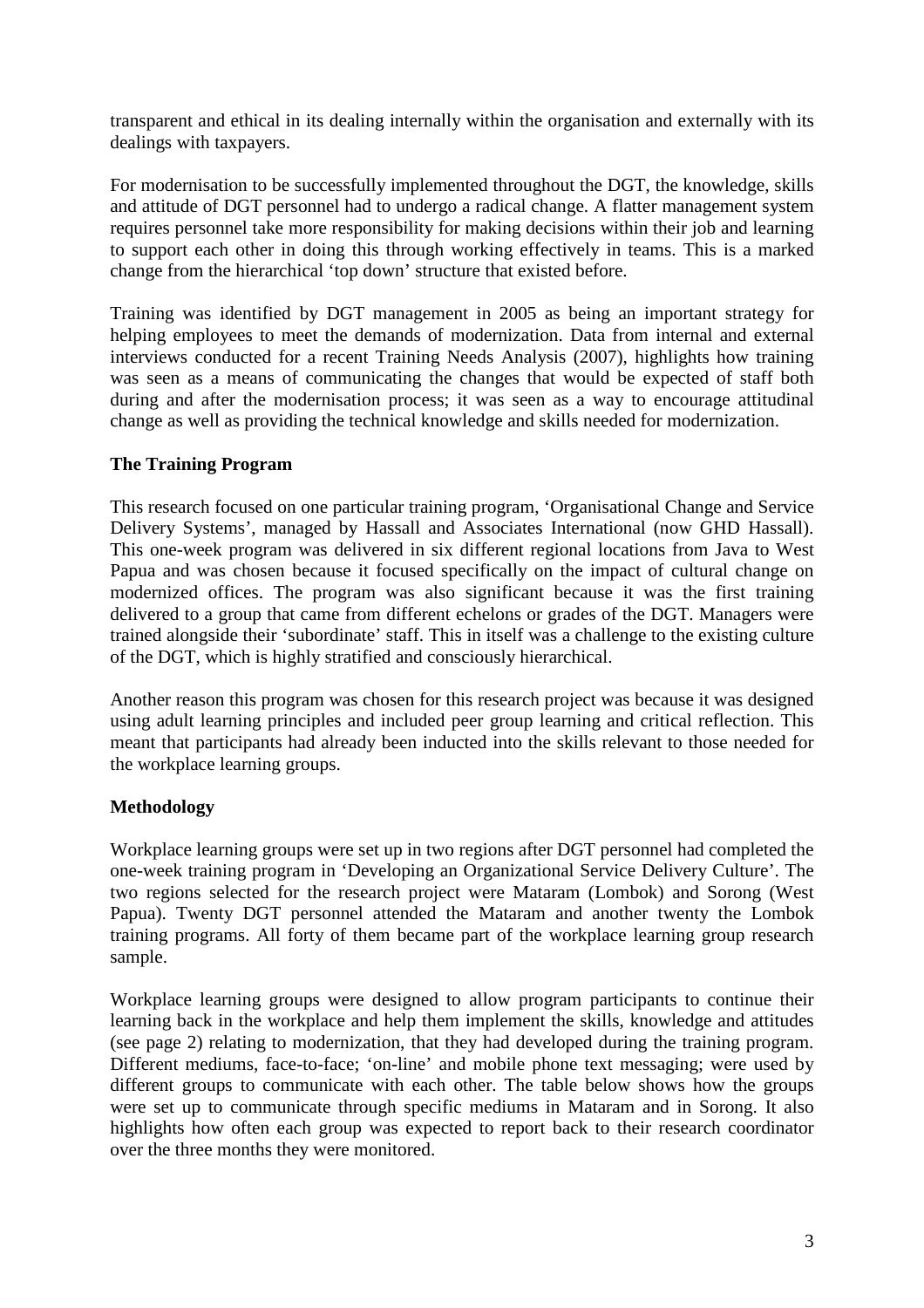transparent and ethical in its dealing internally within the organisation and externally with its dealings with taxpayers.

For modernisation to be successfully implemented throughout the DGT, the knowledge, skills and attitude of DGT personnel had to undergo a radical change. A flatter management system requires personnel take more responsibility for making decisions within their job and learning to support each other in doing this through working effectively in teams. This is a marked change from the hierarchical 'top down' structure that existed before.

Training was identified by DGT management in 2005 as being an important strategy for helping employees to meet the demands of modernization. Data from internal and external interviews conducted for a recent Training Needs Analysis (2007), highlights how training was seen as a means of communicating the changes that would be expected of staff both during and after the modernisation process; it was seen as a way to encourage attitudinal change as well as providing the technical knowledge and skills needed for modernization.

**The Training Program**

This research focused on one particular training program, 'Organisational Change and Service Delivery Systems', managed by Hassall and Associates International (now GHD Hassall). This one-week program was delivered in six different regional locations from Java to West Papua and was chosen because it focused specifically on the impact of cultural change on modernized offices. The program was also significant because it was the first training delivered to a group that came from different echelons or grades of the DGT. Managers were trained alongside their 'subordinate' staff. This in itself was a challenge to the existing culture of the DGT, which is highly stratified and consciously hierarchical.

Another reason this program was chosen for this research project was because it was designed using adult learning principles and included peer group learning and critical reflection. This meant that participants had already been inducted into the skills relevant to those needed for the workplace learning groups.

**Methodology**

Workplace learning groups were set up in two regions after DGT personnel had completed the one-week training program in 'Developing an Organizational Service Delivery Culture'. The two regions selected for the research project were Mataram (Lombok) and Sorong (West Papua). Twenty DGT personnel attended the Mataram and another twenty the Lombok training programs. All forty of them became part of the workplace learning group research sample.

Workplace learning groups were designed to allow program participants to continue their learning back in the workplace and help them implement the skills, knowledge and attitudes (see page 2) relating to modernization, that they had developed during the training program. Different mediums, face-to-face; 'on-line' and mobile phone text messaging; were used by different groups to communicate with each other. The table below shows how the groups were set up to communicate through specific mediums in Mataram and in Sorong. It also highlights how often each group was expected to report back to their research coordinator over the three months they were monitored.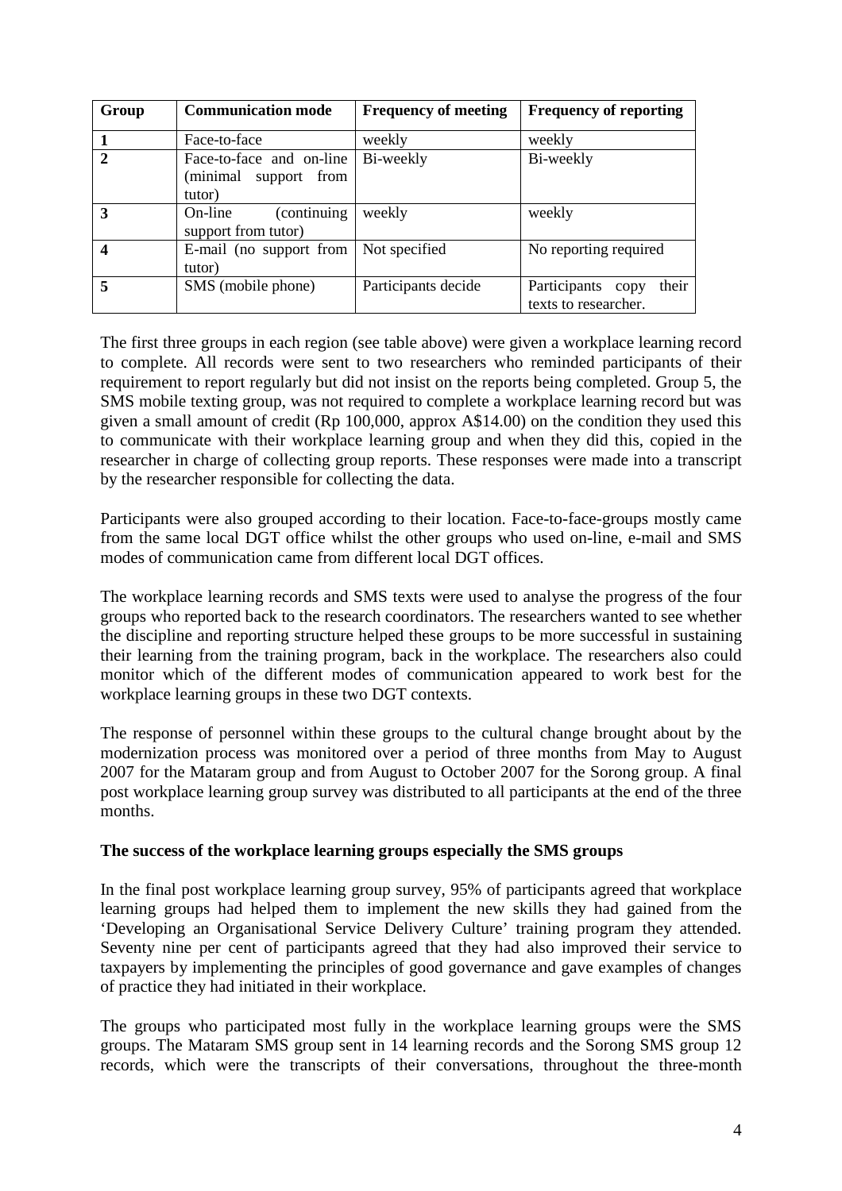| Group | Communication mode | Frequency of meeting | Frequency of reporting |
|---|---|---|---|
| **1** | Face-to-face | weekly | weekly |
| **2** | Face-to-face and on-line (minimal support from tutor) | Bi-weekly | Bi-weekly |
| **3** | On-line (continuing support from tutor) | weekly | weekly |
| **4** | E-mail (no support from tutor) | Not specified | No reporting required |
| **5** | SMS (mobile phone) | Participants decide | Participants copy their texts to researcher. |

The first three groups in each region (see table above) were given a workplace learning record to complete. All records were sent to two researchers who reminded participants of their requirement to report regularly but did not insist on the reports being completed. Group 5, the SMS mobile texting group, was not required to complete a workplace learning record but was given a small amount of credit (Rp 100,000, approx A$14.00) on the condition they used this to communicate with their workplace learning group and when they did this, copied in the researcher in charge of collecting group reports. These responses were made into a transcript by the researcher responsible for collecting the data.

Participants were also grouped according to their location. Face-to-face-groups mostly came from the same local DGT office whilst the other groups who used on-line, e-mail and SMS modes of communication came from different local DGT offices.

The workplace learning records and SMS texts were used to analyse the progress of the four groups who reported back to the research coordinators. The researchers wanted to see whether the discipline and reporting structure helped these groups to be more successful in sustaining their learning from the training program, back in the workplace. The researchers also could monitor which of the different modes of communication appeared to work best for the workplace learning groups in these two DGT contexts.

The response of personnel within these groups to the cultural change brought about by the modernization process was monitored over a period of three months from May to August 2007 for the Mataram group and from August to October 2007 for the Sorong group. A final post workplace learning group survey was distributed to all participants at the end of the three months.

**The success of the workplace learning groups especially the SMS groups**

In the final post workplace learning group survey, 95% of participants agreed that workplace learning groups had helped them to implement the new skills they had gained from the 'Developing an Organisational Service Delivery Culture' training program they attended. Seventy nine per cent of participants agreed that they had also improved their service to taxpayers by implementing the principles of good governance and gave examples of changes of practice they had initiated in their workplace.

The groups who participated most fully in the workplace learning groups were the SMS groups. The Mataram SMS group sent in 14 learning records and the Sorong SMS group 12 records, which were the transcripts of their conversations, throughout the three-month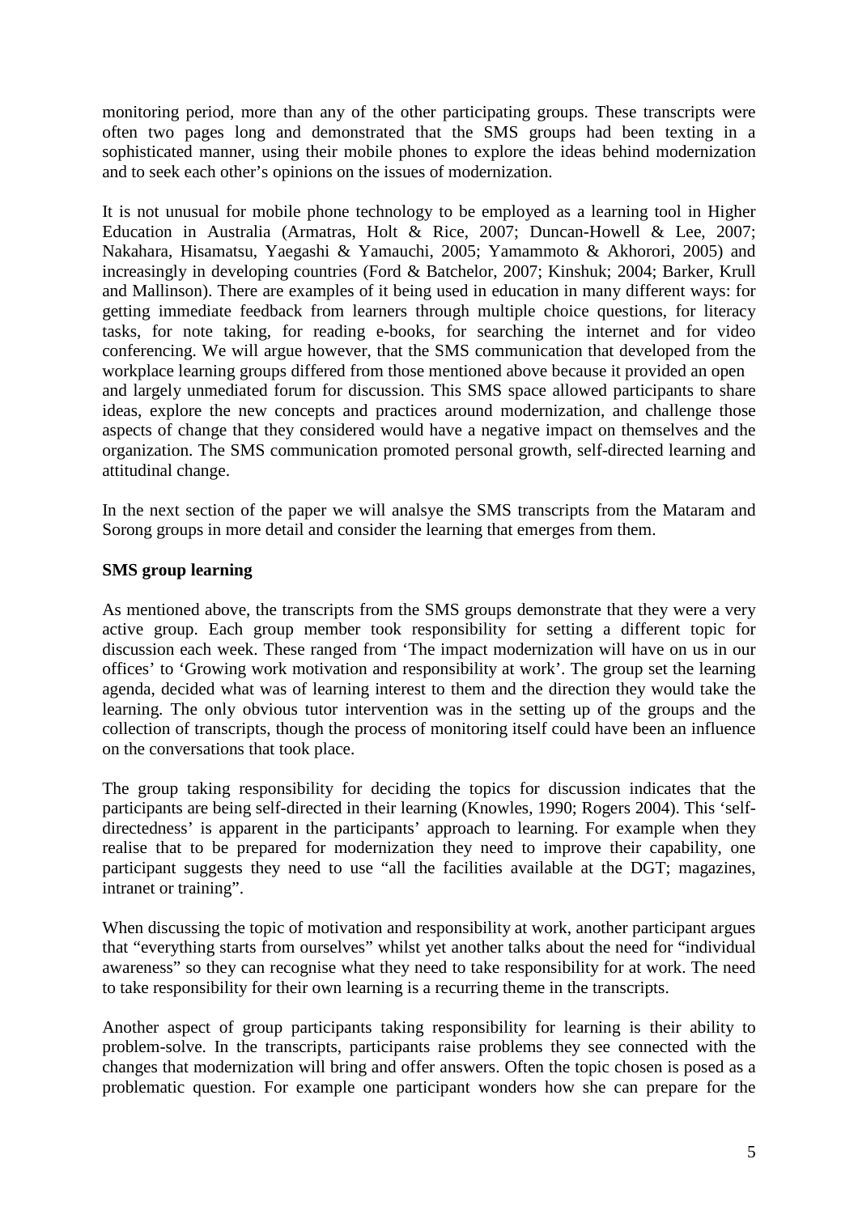monitoring period, more than any of the other participating groups. These transcripts were often two pages long and demonstrated that the SMS groups had been texting in a sophisticated manner, using their mobile phones to explore the ideas behind modernization and to seek each other's opinions on the issues of modernization.

It is not unusual for mobile phone technology to be employed as a learning tool in Higher Education in Australia (Armatras, Holt & Rice, 2007; Duncan-Howell & Lee, 2007; Nakahara, Hisamatsu, Yaegashi & Yamauchi, 2005; Yamammoto & Akhorori, 2005) and increasingly in developing countries (Ford & Batchelor, 2007; Kinshuk; 2004; Barker, Krull and Mallinson). There are examples of it being used in education in many different ways: for getting immediate feedback from learners through multiple choice questions, for literacy tasks, for note taking, for reading e-books, for searching the internet and for video conferencing. We will argue however, that the SMS communication that developed from the workplace learning groups differed from those mentioned above because it provided an open and largely unmediated forum for discussion. This SMS space allowed participants to share ideas, explore the new concepts and practices around modernization, and challenge those aspects of change that they considered would have a negative impact on themselves and the organization. The SMS communication promoted personal growth, self-directed learning and attitudinal change.

In the next section of the paper we will analsye the SMS transcripts from the Mataram and Sorong groups in more detail and consider the learning that emerges from them.

**SMS group learning**

As mentioned above, the transcripts from the SMS groups demonstrate that they were a very active group. Each group member took responsibility for setting a different topic for discussion each week. These ranged from 'The impact modernization will have on us in our offices' to 'Growing work motivation and responsibility at work'. The group set the learning agenda, decided what was of learning interest to them and the direction they would take the learning. The only obvious tutor intervention was in the setting up of the groups and the collection of transcripts, though the process of monitoring itself could have been an influence on the conversations that took place.

The group taking responsibility for deciding the topics for discussion indicates that the participants are being self-directed in their learning (Knowles, 1990; Rogers 2004). This 'self-directedness' is apparent in the participants' approach to learning. For example when they realise that to be prepared for modernization they need to improve their capability, one participant suggests they need to use "all the facilities available at the DGT; magazines, intranet or training".

When discussing the topic of motivation and responsibility at work, another participant argues that "everything starts from ourselves" whilst yet another talks about the need for "individual awareness" so they can recognise what they need to take responsibility for at work. The need to take responsibility for their own learning is a recurring theme in the transcripts.

Another aspect of group participants taking responsibility for learning is their ability to problem-solve. In the transcripts, participants raise problems they see connected with the changes that modernization will bring and offer answers. Often the topic chosen is posed as a problematic question. For example one participant wonders how she can prepare for the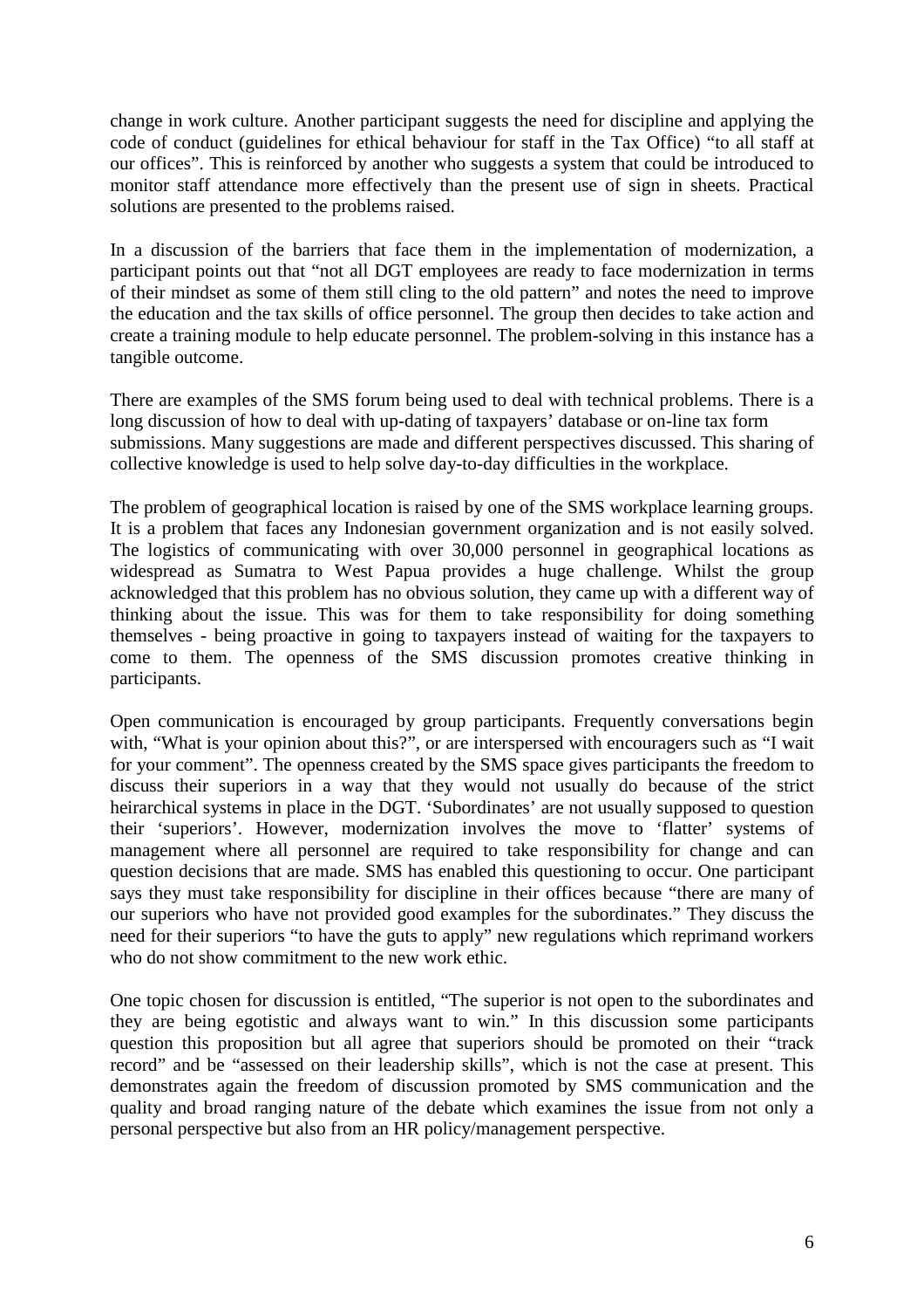change in work culture. Another participant suggests the need for discipline and applying the code of conduct (guidelines for ethical behaviour for staff in the Tax Office) "to all staff at our offices". This is reinforced by another who suggests a system that could be introduced to monitor staff attendance more effectively than the present use of sign in sheets. Practical solutions are presented to the problems raised.

In a discussion of the barriers that face them in the implementation of modernization, a participant points out that "not all DGT employees are ready to face modernization in terms of their mindset as some of them still cling to the old pattern" and notes the need to improve the education and the tax skills of office personnel. The group then decides to take action and create a training module to help educate personnel. The problem-solving in this instance has a tangible outcome.

There are examples of the SMS forum being used to deal with technical problems. There is a long discussion of how to deal with up-dating of taxpayers' database or on-line tax form submissions. Many suggestions are made and different perspectives discussed. This sharing of collective knowledge is used to help solve day-to-day difficulties in the workplace.

The problem of geographical location is raised by one of the SMS workplace learning groups. It is a problem that faces any Indonesian government organization and is not easily solved. The logistics of communicating with over 30,000 personnel in geographical locations as widespread as Sumatra to West Papua provides a huge challenge. Whilst the group acknowledged that this problem has no obvious solution, they came up with a different way of thinking about the issue. This was for them to take responsibility for doing something themselves - being proactive in going to taxpayers instead of waiting for the taxpayers to come to them. The openness of the SMS discussion promotes creative thinking in participants.

Open communication is encouraged by group participants. Frequently conversations begin with, "What is your opinion about this?", or are interspersed with encouragers such as "I wait for your comment". The openness created by the SMS space gives participants the freedom to discuss their superiors in a way that they would not usually do because of the strict heirarchical systems in place in the DGT. 'Subordinates' are not usually supposed to question their 'superiors'. However, modernization involves the move to 'flatter' systems of management where all personnel are required to take responsibility for change and can question decisions that are made. SMS has enabled this questioning to occur. One participant says they must take responsibility for discipline in their offices because "there are many of our superiors who have not provided good examples for the subordinates." They discuss the need for their superiors "to have the guts to apply" new regulations which reprimand workers who do not show commitment to the new work ethic.

One topic chosen for discussion is entitled, "The superior is not open to the subordinates and they are being egotistic and always want to win." In this discussion some participants question this proposition but all agree that superiors should be promoted on their "track record" and be "assessed on their leadership skills", which is not the case at present. This demonstrates again the freedom of discussion promoted by SMS communication and the quality and broad ranging nature of the debate which examines the issue from not only a personal perspective but also from an HR policy/management perspective.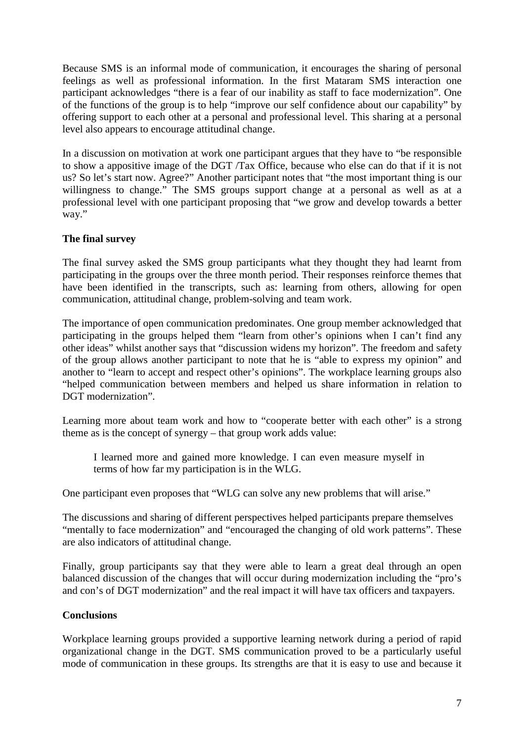Because SMS is an informal mode of communication, it encourages the sharing of personal feelings as well as professional information. In the first Mataram SMS interaction one participant acknowledges "there is a fear of our inability as staff to face modernization". One of the functions of the group is to help "improve our self confidence about our capability" by offering support to each other at a personal and professional level. This sharing at a personal level also appears to encourage attitudinal change.

In a discussion on motivation at work one participant argues that they have to "be responsible to show a appositive image of the DGT /Tax Office, because who else can do that if it is not us? So let's start now. Agree?" Another participant notes that "the most important thing is our willingness to change." The SMS groups support change at a personal as well as at a professional level with one participant proposing that "we grow and develop towards a better way."

**The final survey**

The final survey asked the SMS group participants what they thought they had learnt from participating in the groups over the three month period. Their responses reinforce themes that have been identified in the transcripts, such as: learning from others, allowing for open communication, attitudinal change, problem-solving and team work.

The importance of open communication predominates. One group member acknowledged that participating in the groups helped them "learn from other's opinions when I can't find any other ideas" whilst another says that "discussion widens my horizon". The freedom and safety of the group allows another participant to note that he is "able to express my opinion" and another to "learn to accept and respect other's opinions". The workplace learning groups also "helped communication between members and helped us share information in relation to DGT modernization".

Learning more about team work and how to "cooperate better with each other" is a strong theme as is the concept of synergy – that group work adds value:

> I learned more and gained more knowledge. I can even measure myself in terms of how far my participation is in the WLG.

One participant even proposes that "WLG can solve any new problems that will arise."

The discussions and sharing of different perspectives helped participants prepare themselves "mentally to face modernization" and "encouraged the changing of old work patterns". These are also indicators of attitudinal change.

Finally, group participants say that they were able to learn a great deal through an open balanced discussion of the changes that will occur during modernization including the "pro's and con's of DGT modernization" and the real impact it will have tax officers and taxpayers.

**Conclusions**

Workplace learning groups provided a supportive learning network during a period of rapid organizational change in the DGT. SMS communication proved to be a particularly useful mode of communication in these groups. Its strengths are that it is easy to use and because it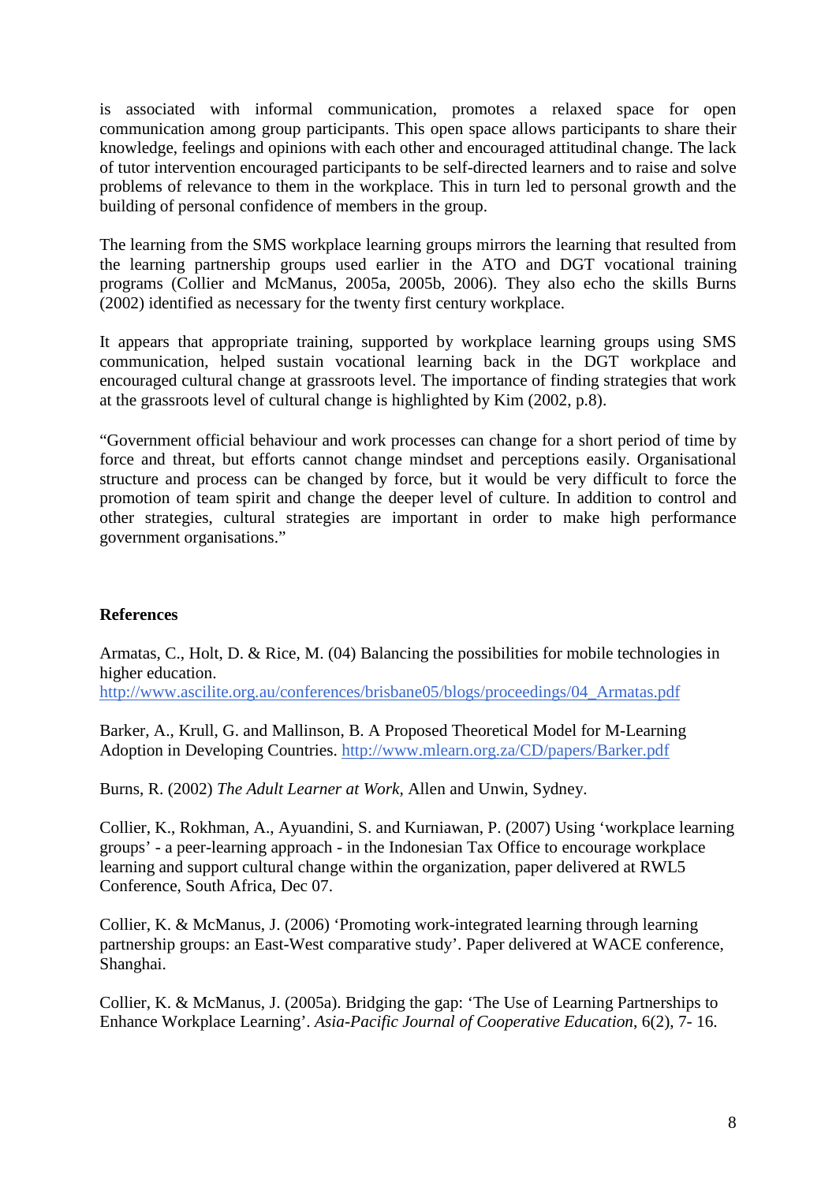is associated with informal communication, promotes a relaxed space for open communication among group participants. This open space allows participants to share their knowledge, feelings and opinions with each other and encouraged attitudinal change. The lack of tutor intervention encouraged participants to be self-directed learners and to raise and solve problems of relevance to them in the workplace. This in turn led to personal growth and the building of personal confidence of members in the group.

The learning from the SMS workplace learning groups mirrors the learning that resulted from the learning partnership groups used earlier in the ATO and DGT vocational training programs (Collier and McManus, 2005a, 2005b, 2006). They also echo the skills Burns (2002) identified as necessary for the twenty first century workplace.

It appears that appropriate training, supported by workplace learning groups using SMS communication, helped sustain vocational learning back in the DGT workplace and encouraged cultural change at grassroots level. The importance of finding strategies that work at the grassroots level of cultural change is highlighted by Kim (2002, p.8).

"Government official behaviour and work processes can change for a short period of time by force and threat, but efforts cannot change mindset and perceptions easily. Organisational structure and process can be changed by force, but it would be very difficult to force the promotion of team spirit and change the deeper level of culture. In addition to control and other strategies, cultural strategies are important in order to make high performance government organisations."

**References**

Armatas, C., Holt, D. & Rice, M. (04) Balancing the possibilities for mobile technologies in higher education. http://www.ascilite.org.au/conferences/brisbane05/blogs/proceedings/04_Armatas.pdf

Barker, A., Krull, G. and Mallinson, B. A Proposed Theoretical Model for M-Learning Adoption in Developing Countries. http://www.mlearn.org.za/CD/papers/Barker.pdf

Burns, R. (2002) *The Adult Learner at Work,* Allen and Unwin, Sydney.

Collier, K., Rokhman, A., Ayuandini, S. and Kurniawan, P. (2007) Using 'workplace learning groups' - a peer-learning approach - in the Indonesian Tax Office to encourage workplace learning and support cultural change within the organization, paper delivered at RWL5 Conference, South Africa, Dec 07.

Collier, K. & McManus, J. (2006) 'Promoting work-integrated learning through learning partnership groups: an East-West comparative study'. Paper delivered at WACE conference, Shanghai.

Collier, K. & McManus, J. (2005a). Bridging the gap: 'The Use of Learning Partnerships to Enhance Workplace Learning'. *Asia-Pacific Journal of Cooperative Education*, 6(2), 7- 16.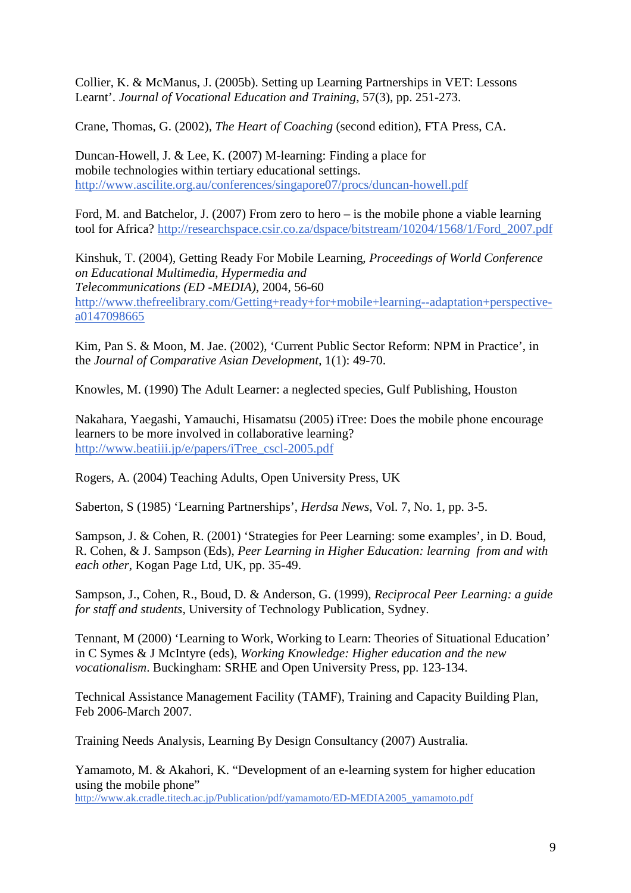Collier, K. & McManus, J. (2005b). Setting up Learning Partnerships in VET: Lessons Learnt'. *Journal of Vocational Education and Training*, 57(3), pp. 251-273.

Crane, Thomas, G. (2002), *The Heart of Coaching* (second edition), FTA Press, CA.

Duncan-Howell, J. & Lee, K. (2007) M-learning: Finding a place for mobile technologies within tertiary educational settings. http://www.ascilite.org.au/conferences/singapore07/procs/duncan-howell.pdf

Ford, M. and Batchelor, J. (2007) From zero to hero – is the mobile phone a viable learning tool for Africa? http://researchspace.csir.co.za/dspace/bitstream/10204/1568/1/Ford_2007.pdf

Kinshuk, T. (2004), Getting Ready For Mobile Learning, *Proceedings of World Conference on Educational Multimedia, Hypermedia and Telecommunications (ED -MEDIA)*, 2004, 56-60 http://www.thefreelibrary.com/Getting+ready+for+mobile+learning--adaptation+perspective-a0147098665

Kim, Pan S. & Moon, M. Jae. (2002), 'Current Public Sector Reform: NPM in Practice', in the *Journal of Comparative Asian Development*, 1(1): 49-70.

Knowles, M. (1990) The Adult Learner: a neglected species, Gulf Publishing, Houston

Nakahara, Yaegashi, Yamauchi, Hisamatsu (2005) iTree: Does the mobile phone encourage learners to be more involved in collaborative learning? http://www.beatiii.jp/e/papers/iTree_cscl-2005.pdf

Rogers, A. (2004) Teaching Adults, Open University Press, UK

Saberton, S (1985) 'Learning Partnerships', *Herdsa News*, Vol. 7, No. 1, pp. 3-5.

Sampson, J. & Cohen, R. (2001) 'Strategies for Peer Learning: some examples', in D. Boud, R. Cohen, & J. Sampson (Eds), *Peer Learning in Higher Education: learning from and with each other*, Kogan Page Ltd, UK, pp. 35-49.

Sampson, J., Cohen, R., Boud, D. & Anderson, G. (1999), *Reciprocal Peer Learning: a guide for staff and students*, University of Technology Publication, Sydney.

Tennant, M (2000) 'Learning to Work, Working to Learn: Theories of Situational Education' in C Symes & J McIntyre (eds), *Working Knowledge: Higher education and the new vocationalism*. Buckingham: SRHE and Open University Press, pp. 123-134.

Technical Assistance Management Facility (TAMF), Training and Capacity Building Plan, Feb 2006-March 2007.

Training Needs Analysis, Learning By Design Consultancy (2007) Australia.

Yamamoto, M. & Akahori, K. "Development of an e-learning system for higher education using the mobile phone" http://www.ak.cradle.titech.ac.jp/Publication/pdf/yamamoto/ED-MEDIA2005_yamamoto.pdf